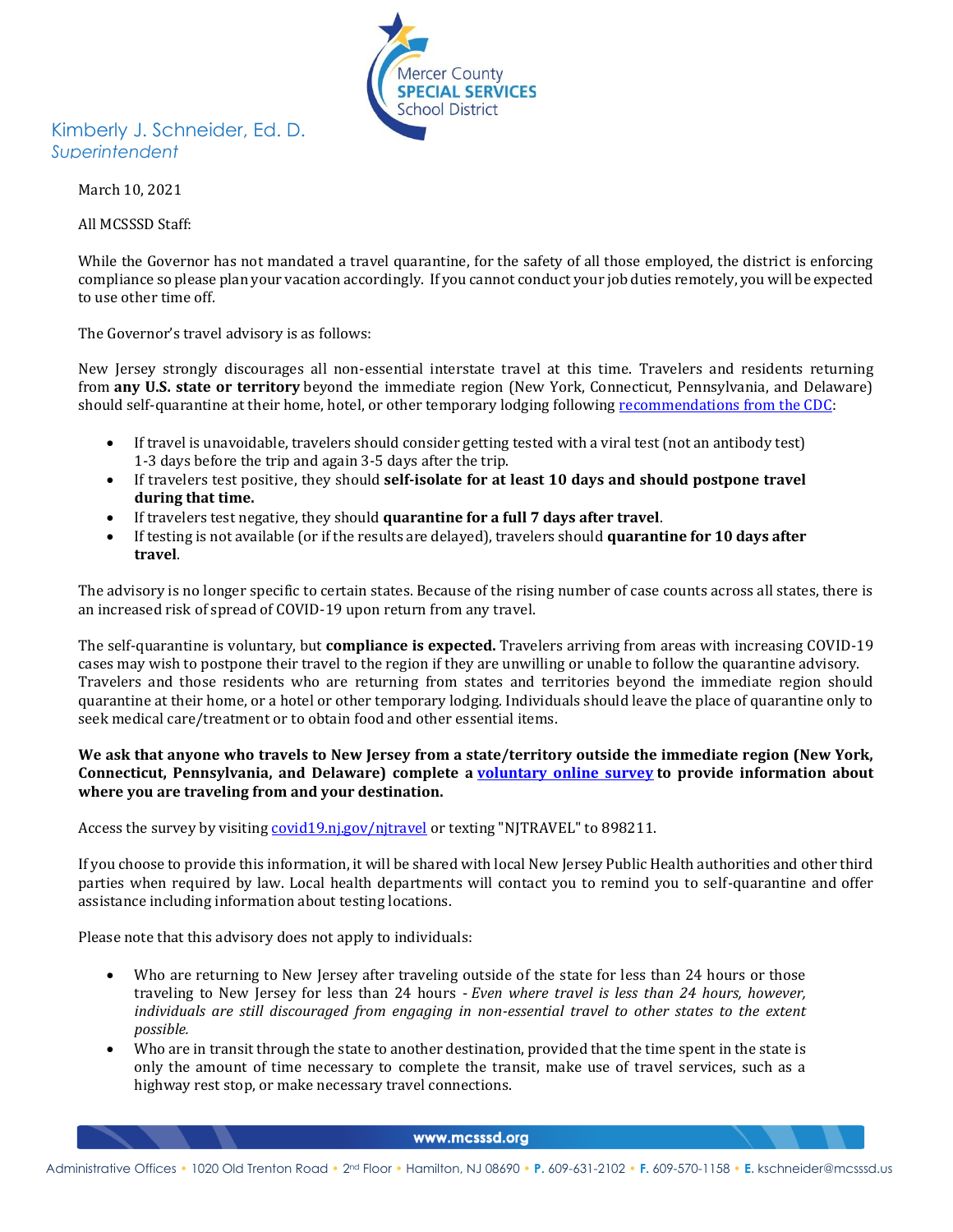Mercer County **SPECIAL SERVICES** School District

Kimberly J. Schneider, Ed. D.
*Superintendent*

March 10, 2021

All MCSSSD Staff:

While the Governor has not mandated a travel quarantine, for the safety of all those employed, the district is enforcing compliance so please plan your vacation accordingly. If you cannot conduct your job duties remotely, you will be expected to use other time off.

The Governor's travel advisory is as follows:

New Jersey strongly discourages all non-essential interstate travel at this time. Travelers and residents returning from **any U.S. state or territory** beyond the immediate region (New York, Connecticut, Pennsylvania, and Delaware) should self-quarantine at their home, hotel, or other temporary lodging following [recommendations from the CDC](recommendations from the CDC):

- If travel is unavoidable, travelers should consider getting tested with a viral test (not an antibody test) 1-3 days before the trip and again 3-5 days after the trip.
- If travelers test positive, they should **self-isolate for at least 10 days and should postpone travel during that time.**
- If travelers test negative, they should **quarantine for a full 7 days after travel**.
- If testing is not available (or if the results are delayed), travelers should **quarantine for 10 days after travel**.

The advisory is no longer specific to certain states. Because of the rising number of case counts across all states, there is an increased risk of spread of COVID-19 upon return from any travel.

The self-quarantine is voluntary, but **compliance is expected.** Travelers arriving from areas with increasing COVID-19 cases may wish to postpone their travel to the region if they are unwilling or unable to follow the quarantine advisory. Travelers and those residents who are returning from states and territories beyond the immediate region should quarantine at their home, or a hotel or other temporary lodging. Individuals should leave the place of quarantine only to seek medical care/treatment or to obtain food and other essential items.

**We ask that anyone who travels to New Jersey from a state/territory outside the immediate region (New York, Connecticut, Pennsylvania, and Delaware) complete a voluntary online survey to provide information about where you are traveling from and your destination.**

Access the survey by visiting covid19.nj.gov/njtravel or texting "NJTRAVEL" to 898211.

If you choose to provide this information, it will be shared with local New Jersey Public Health authorities and other third parties when required by law. Local health departments will contact you to remind you to self-quarantine and offer assistance including information about testing locations.

Please note that this advisory does not apply to individuals:

- Who are returning to New Jersey after traveling outside of the state for less than 24 hours or those traveling to New Jersey for less than 24 hours - *Even where travel is less than 24 hours, however, individuals are still discouraged from engaging in non-essential travel to other states to the extent possible.*
- Who are in transit through the state to another destination, provided that the time spent in the state is only the amount of time necessary to complete the transit, make use of travel services, such as a highway rest stop, or make necessary travel connections.

www.mcsssd.org

Administrative Offices • 1020 Old Trenton Road • 2nd Floor • Hamilton, NJ 08690 • **P.** 609-631-2102 • **F.** 609-570-1158 • **E.** kschneider@mcsssd.us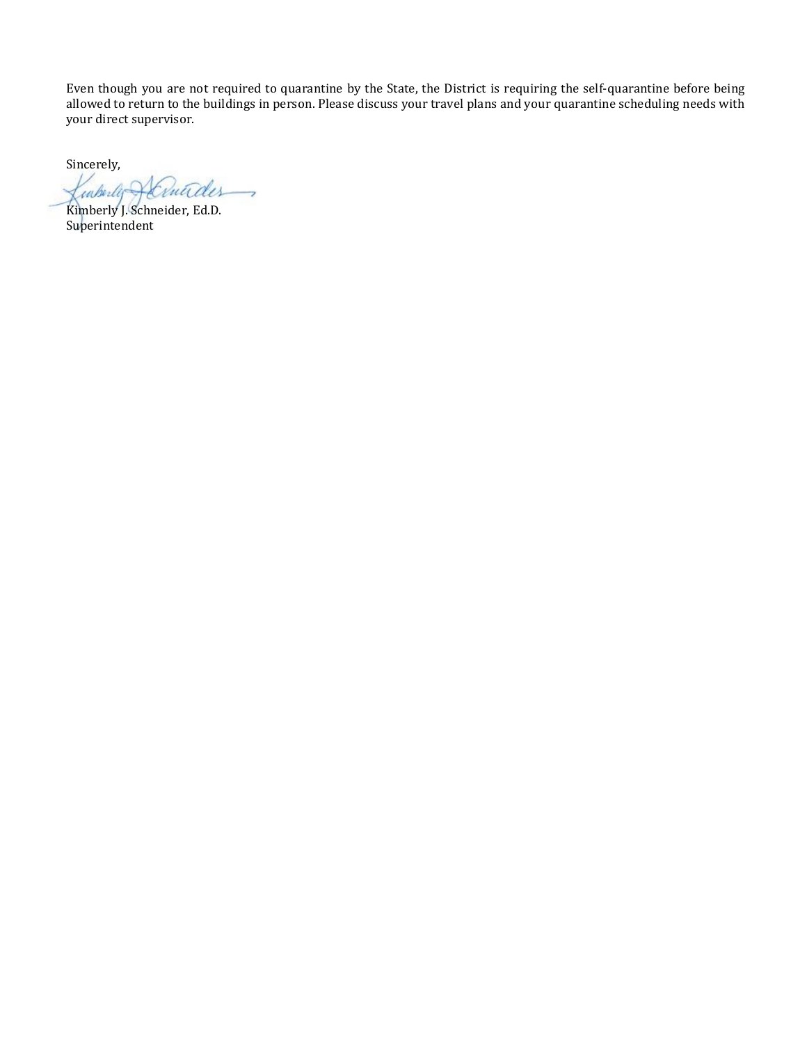Even though you are not required to quarantine by the State, the District is requiring the self-quarantine before being allowed to return to the buildings in person. Please discuss your travel plans and your quarantine scheduling needs with your direct supervisor.

Sincerely,

Kimberly J. Schneider, Ed.D.
Superintendent